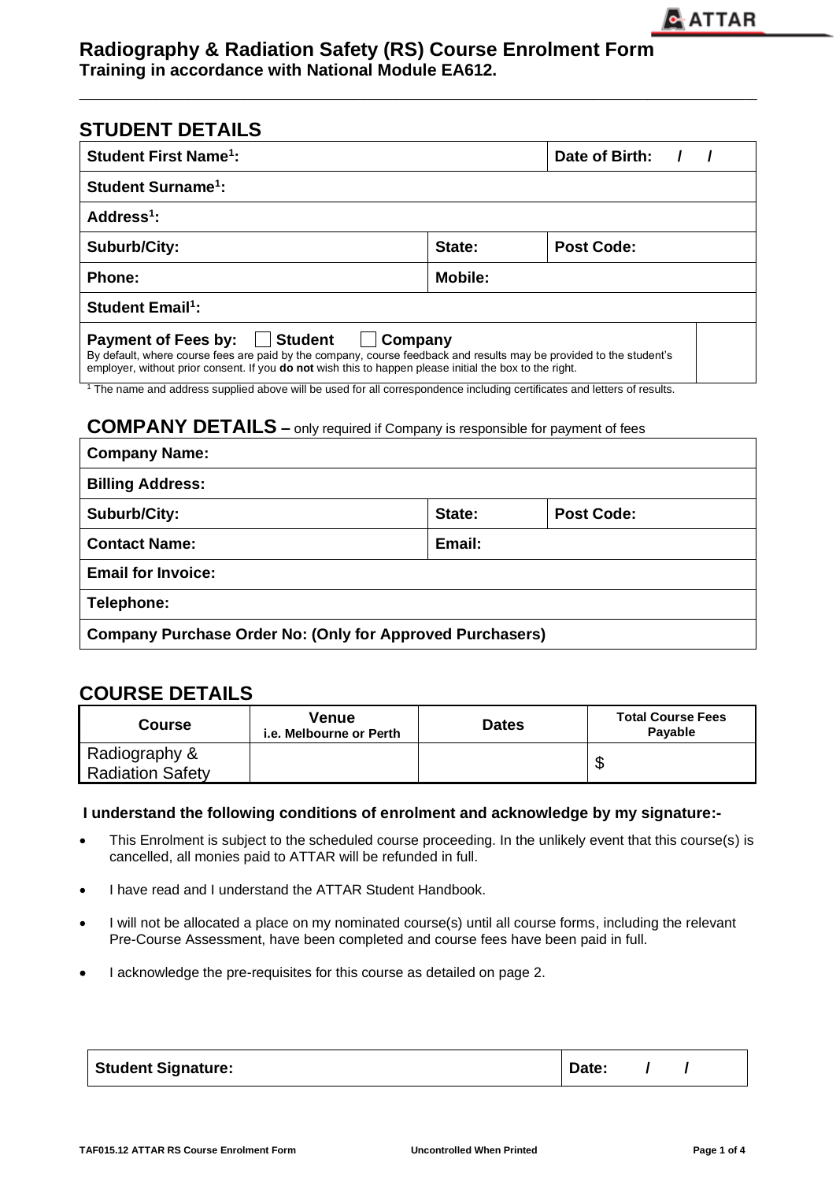# Radiography & Radiation Safety (RS) Course Enrolment Form

**Training in accordance with National Module EA612.**

## STUDENT DETAILS

| | | |
|---|---|---|
| **Student First Name[1]:** | | **Date of Birth: / /** |
| **Student Surname[1]:** | | |
| **Address[1]:** | | |
| **Suburb/City:** | **State:** | **Post Code:** |
| **Phone:** | **Mobile:** | |
| **Student Email[1]:** | | |
| **Payment of Fees by:** ☐ **Student** ☐ **Company**<br>By default, where course fees are paid by the company, course feedback and results may be provided to the student's employer, without prior consent. If you **do not** wish this to happen please initial the box to the right. | | |

[1] The name and address supplied above will be used for all correspondence including certificates and letters of results.

## COMPANY DETAILS – only required if Company is responsible for payment of fees

| | | |
|---|---|---|
| **Company Name:** | | |
| **Billing Address:** | | |
| **Suburb/City:** | **State:** | **Post Code:** |
| **Contact Name:** | **Email:** | |
| **Email for Invoice:** | | |
| **Telephone:** | | |
| **Company Purchase Order No: (Only for Approved Purchasers)** | | |

## COURSE DETAILS

| Course | Venue i.e. Melbourne or Perth | Dates | Total Course Fees Payable |
|---|---|---|---|
| Radiography & Radiation Safety | | | $ |

**I understand the following conditions of enrolment and acknowledge by my signature:-**

- This Enrolment is subject to the scheduled course proceeding. In the unlikely event that this course(s) is cancelled, all monies paid to ATTAR will be refunded in full.
- I have read and I understand the ATTAR Student Handbook.
- I will not be allocated a place on my nominated course(s) until all course forms, including the relevant Pre-Course Assessment, have been completed and course fees have been paid in full.
- I acknowledge the pre-requisites for this course as detailed on page 2.

| | |
|---|---|
| **Student Signature:** | **Date: / /** |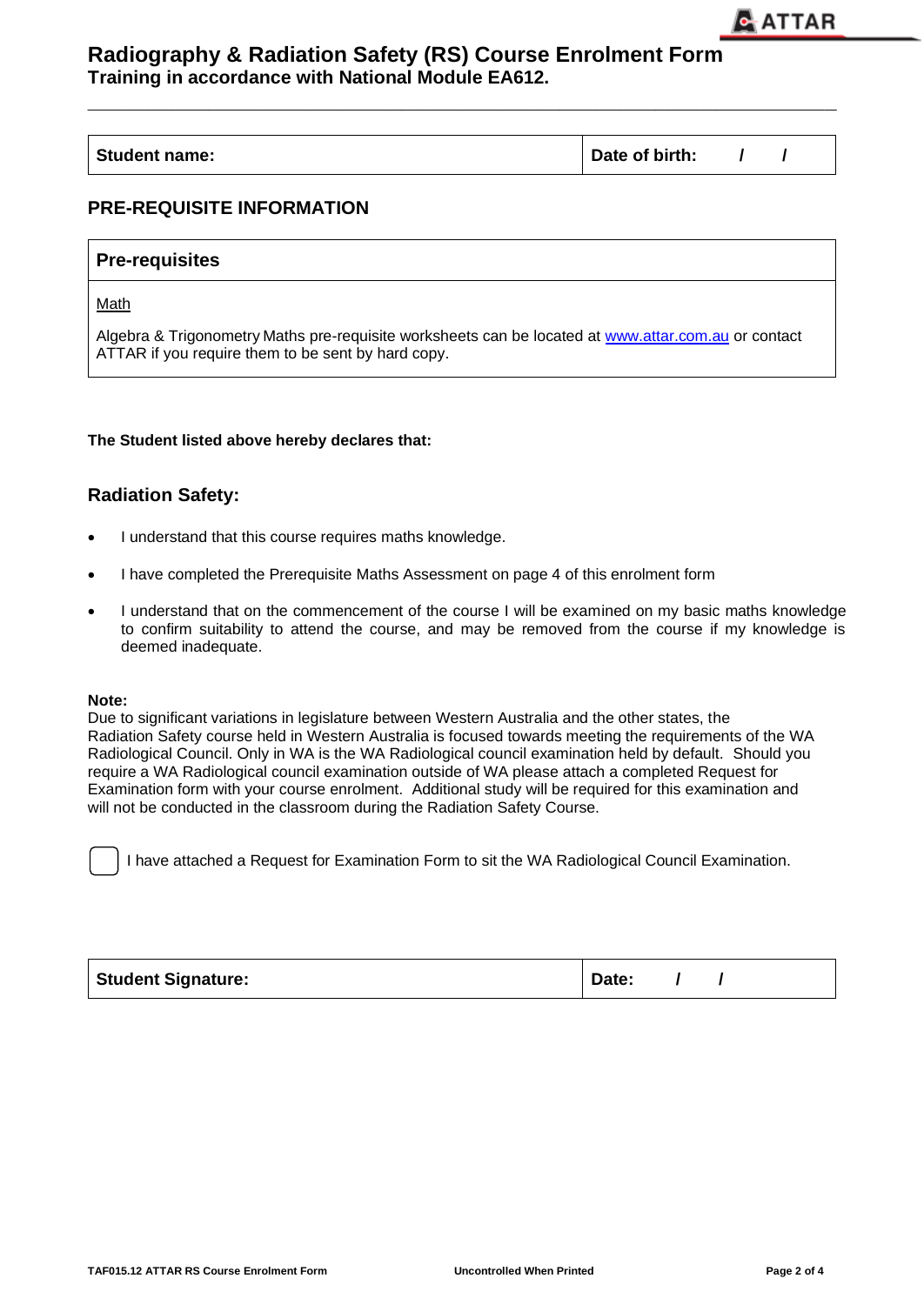# Radiography & Radiation Safety (RS) Course Enrolment Form

**Training in accordance with National Module EA612.**

| **Student name:** | **Date of birth: / /** |
|---|---|

## PRE-REQUISITE INFORMATION

| **Pre-requisites** |
|---|
| Math<br><br>Algebra & Trigonometry Maths pre-requisite worksheets can be located at www.attar.com.au or contact ATTAR if you require them to be sent by hard copy. |

**The Student listed above hereby declares that:**

### Radiation Safety:

- I understand that this course requires maths knowledge.
- I have completed the Prerequisite Maths Assessment on page 4 of this enrolment form
- I understand that on the commencement of the course I will be examined on my basic maths knowledge to confirm suitability to attend the course, and may be removed from the course if my knowledge is deemed inadequate.

**Note:**
Due to significant variations in legislature between Western Australia and the other states, the Radiation Safety course held in Western Australia is focused towards meeting the requirements of the WA Radiological Council. Only in WA is the WA Radiological council examination held by default. Should you require a WA Radiological council examination outside of WA please attach a completed Request for Examination form with your course enrolment. Additional study will be required for this examination and will not be conducted in the classroom during the Radiation Safety Course.

☐ I have attached a Request for Examination Form to sit the WA Radiological Council Examination.

| **Student Signature:** | **Date: / /** |
|---|---|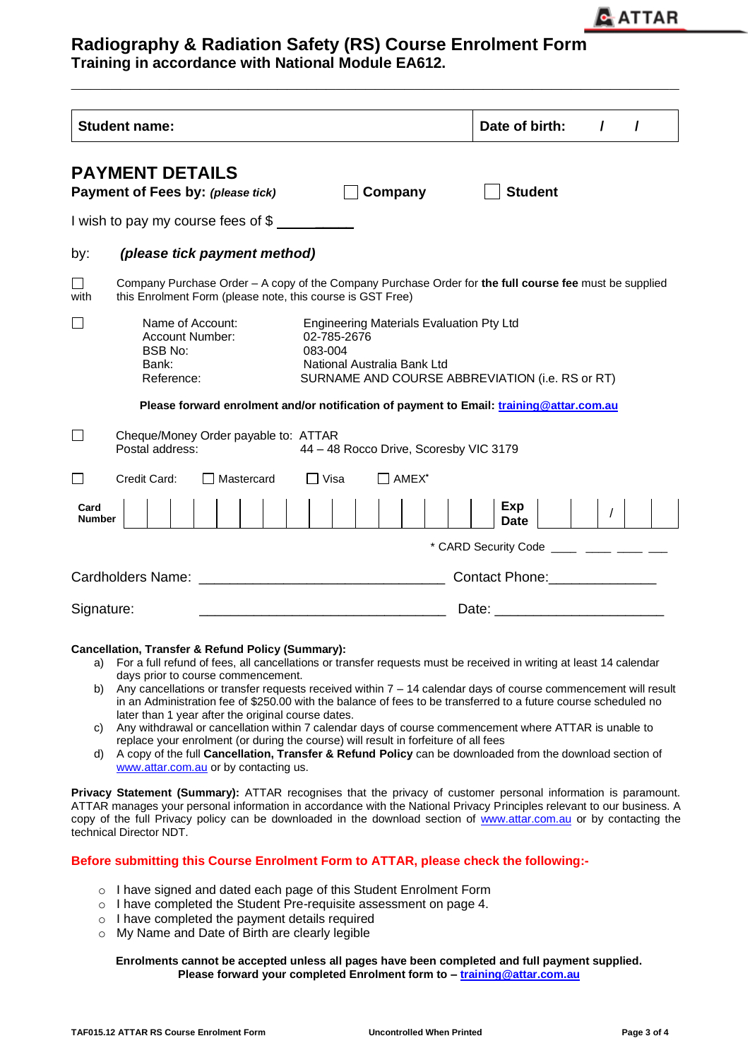# Radiography & Radiation Safety (RS) Course Enrolment Form

**Training in accordance with National Module EA612.**

| **Student name:** | **Date of birth: / /** |
|---|---|

## PAYMENT DETAILS

**Payment of Fees by:** ***(please tick)*** ☐ **Company** ☐ **Student**

I wish to pay my course fees of $ __________

by: ***(please tick payment method)***

☐ Company Purchase Order – A copy of the Company Purchase Order for **the full course fee** must be supplied with this Enrolment Form (please note, this course is GST Free)

☐

| | |
|---|---|
| Name of Account: | Engineering Materials Evaluation Pty Ltd |
| Account Number: | 02-785-2676 |
| BSB No: | 083-004 |
| Bank: | National Australia Bank Ltd |
| Reference: | SURNAME AND COURSE ABBREVIATION (i.e. RS or RT) |

**Please forward enrolment and/or notification of payment to Email: training@attar.com.au**

☐ Cheque/Money Order payable to: ATTAR
Postal address: 44 – 48 Rocco Drive, Scoresby VIC 3179

☐ Credit Card: ☐ Mastercard ☐ Visa ☐ AMEX*

**Card Number** | | | | | | | | | | | | | | | | | **Exp Date** | | / | |

\* CARD Security Code ____ ____ ____ ___

Cardholders Name: ______________________________ Contact Phone:______________

Signature: ______________________________ Date: ______________________

**Cancellation, Transfer & Refund Policy (Summary):**

a) For a full refund of fees, all cancellations or transfer requests must be received in writing at least 14 calendar days prior to course commencement.
b) Any cancellations or transfer requests received within 7 – 14 calendar days of course commencement will result in an Administration fee of $250.00 with the balance of fees to be transferred to a future course scheduled no later than 1 year after the original course dates.
c) Any withdrawal or cancellation within 7 calendar days of course commencement where ATTAR is unable to replace your enrolment (or during the course) will result in forfeiture of all fees
d) A copy of the full **Cancellation, Transfer & Refund Policy** can be downloaded from the download section of www.attar.com.au or by contacting us.

**Privacy Statement (Summary):** ATTAR recognises that the privacy of customer personal information is paramount. ATTAR manages your personal information in accordance with the National Privacy Principles relevant to our business. A copy of the full Privacy policy can be downloaded in the download section of www.attar.com.au or by contacting the technical Director NDT.

**Before submitting this Course Enrolment Form to ATTAR, please check the following:-**

- I have signed and dated each page of this Student Enrolment Form
- I have completed the Student Pre-requisite assessment on page 4.
- I have completed the payment details required
- My Name and Date of Birth are clearly legible

**Enrolments cannot be accepted unless all pages have been completed and full payment supplied.**
**Please forward your completed Enrolment form to – training@attar.com.au**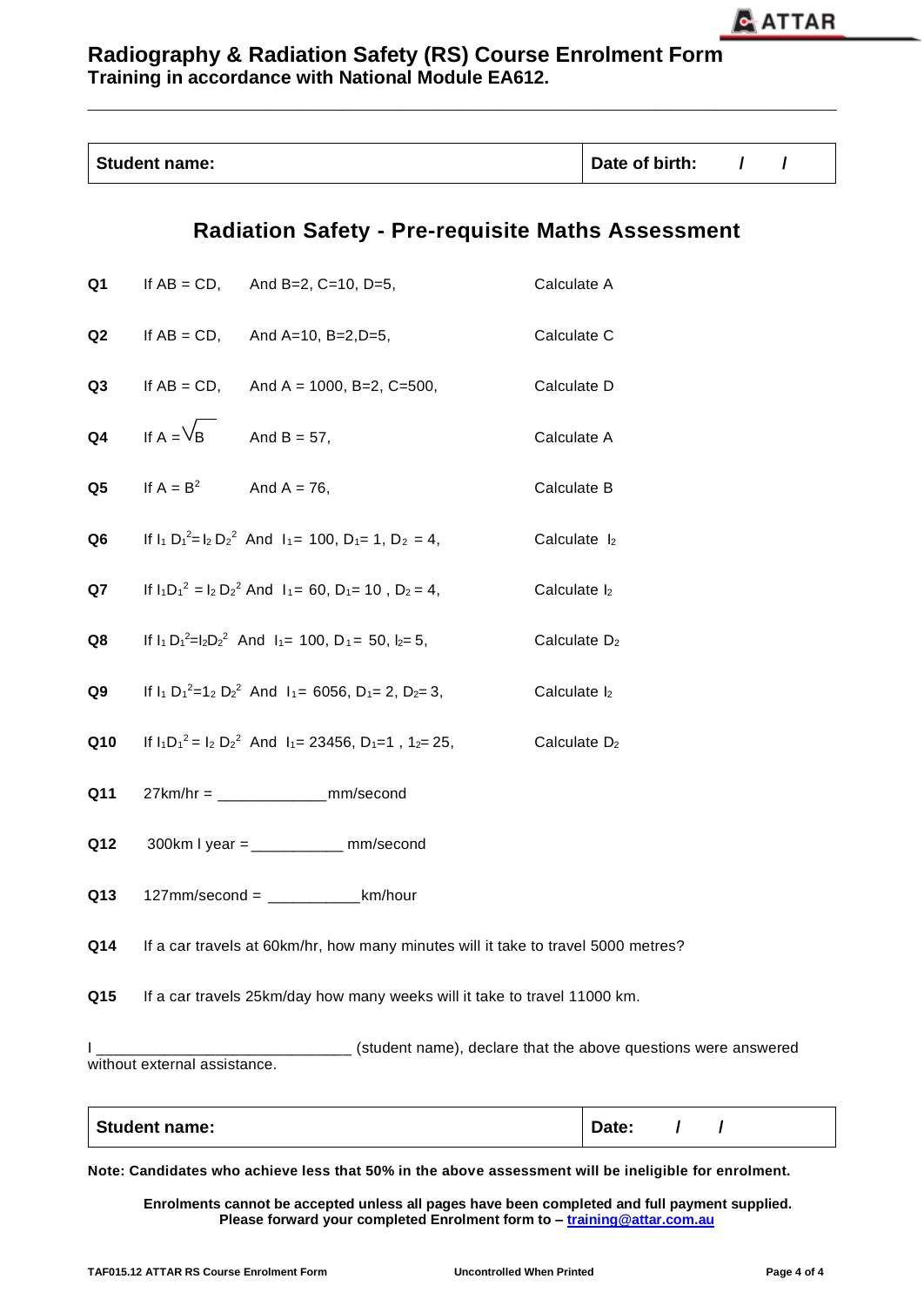# Radiography & Radiation Safety (RS) Course Enrolment Form

**Training in accordance with National Module EA612.**

| Student name: | Date of birth: / / |
| --- | --- |

## Radiation Safety - Pre-requisite Maths Assessment

| | | | |
| --- | --- | --- | --- |
| **Q1** | If AB = CD, | And B=2, C=10, D=5, | Calculate A |
| **Q2** | If AB = CD, | And A=10, B=2,D=5, | Calculate C |
| **Q3** | If AB = CD, | And A = 1000, B=2, C=500, | Calculate D |
| **Q4** | If $A = \sqrt{B}$ | And B = 57, | Calculate A |
| **Q5** | If $A = B^2$ | And A = 76, | Calculate B |
| **Q6** | If $I_1 D_1^2 = I_2 D_2^2$ | And $I_1 = 100$, $D_1 = 1$, $D_2 = 4$, | Calculate $I_2$ |
| **Q7** | If $I_1 D_1^2 = I_2 D_2^2$ | And $I_1 = 60$, $D_1 = 10$, $D_2 = 4$, | Calculate $I_2$ |
| **Q8** | If $I_1 D_1^2 = I_2 D_2^2$ | And $I_1 = 100$, $D_1 = 50$, $I_2 = 5$, | Calculate $D_2$ |
| **Q9** | If $I_1 D_1^2 = 1_2 D_2^2$ | And $I_1 = 6056$, $D_1 = 2$, $D_2 = 3$, | Calculate $I_2$ |
| **Q10** | If $I_1 D_1^2 = I_2 D_2^2$ | And $I_1 = 23456$, $D_1 = 1$, $1_2 = 25$, | Calculate $D_2$ |

**Q11** 27km/hr = _____________mm/second

**Q12** 300km l year = ___________ mm/second

**Q13** 127mm/second = ___________km/hour

**Q14** If a car travels at 60km/hr, how many minutes will it take to travel 5000 metres?

**Q15** If a car travels 25km/day how many weeks will it take to travel 11000 km.

I ______________________________ (student name), declare that the above questions were answered without external assistance.

| Student name: | Date: / / |
| --- | --- |

**Note: Candidates who achieve less that 50% in the above assessment will be ineligible for enrolment.**

**Enrolments cannot be accepted unless all pages have been completed and full payment supplied.**
**Please forward your completed Enrolment form to – [training@attar.com.au](mailto:training@attar.com.au)**